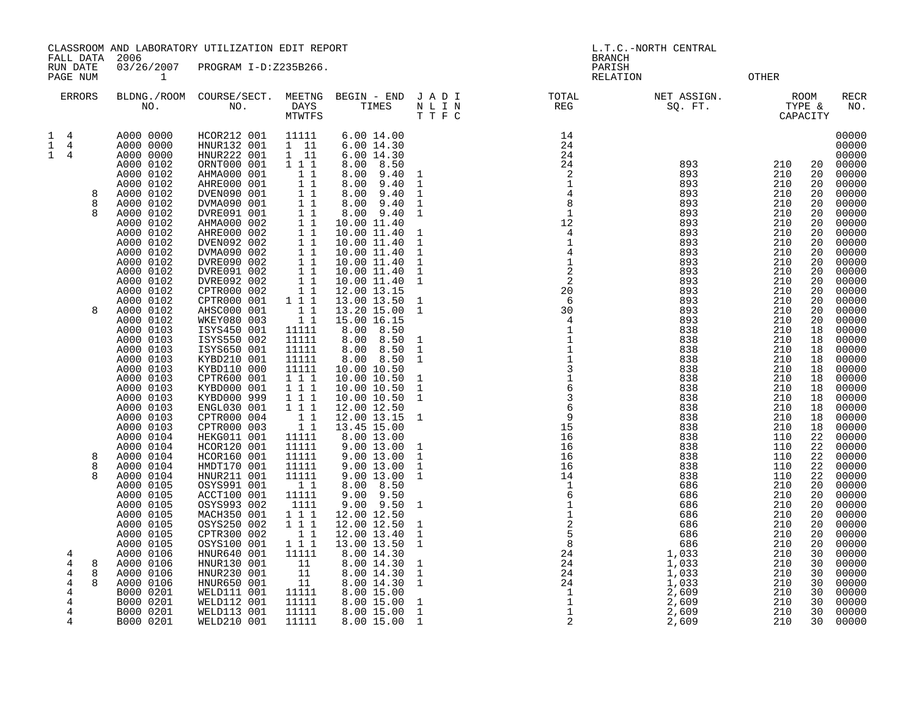CLASSROOM AND LABORATORY UTILIZATION EDIT REPORT
FALL DATA 2006
RUN DATE 03/26/2007 PROGRAM I-D:Z235B266.
PAGE NUM 1

L.T.C.-NORTH CENTRAL
BRANCH
PARISH
RELATION OTHER

| ERRORS | BLDNG./ROOM NO. | COURSE/SECT. NO. | MEETNG DAYS MTWTFS | BEGIN - END TIMES | J A D I N L I N T T F C | TOTAL REG | NET ASSIGN. SQ. FT. | ROOM TYPE & CAPACITY | | RECR NO. |
|---|---|---|---|---|---|---|---|---|---|---|
| 1 4 | A000 0000 | HCOR212 001 | 11111 | 6.00 14.00 | | 14 | | | | 00000 |
| 1 4 | A000 0000 | HNUR132 001 | 1 11 | 6.00 14.30 | | 24 | | | | 00000 |
| 1 4 | A000 0000 | HNUR222 001 | 1 11 | 6.00 14.30 | | 24 | | | | 00000 |
| | A000 0102 | ORNT000 001 | 1 1 1 | 8.00 8.50 | | 24 | 893 | 210 | 20 | 00000 |
| | A000 0102 | AHMA000 001 | 1 1 | 8.00 9.40 | 1 | 2 | 893 | 210 | 20 | 00000 |
| | A000 0102 | AHRE000 001 | 1 1 | 8.00 9.40 | 1 | 1 | 893 | 210 | 20 | 00000 |
| 8 | A000 0102 | DVEN090 001 | 1 1 | 8.00 9.40 | 1 | 4 | 893 | 210 | 20 | 00000 |
| 8 | A000 0102 | DVMA090 001 | 1 1 | 8.00 9.40 | 1 | 8 | 893 | 210 | 20 | 00000 |
| 8 | A000 0102 | DVRE091 001 | 1 1 | 8.00 9.40 | 1 | 1 | 893 | 210 | 20 | 00000 |
| | A000 0102 | AHMA000 002 | 1 1 | 10.00 11.40 | | 12 | 893 | 210 | 20 | 00000 |
| | A000 0102 | AHRE000 002 | 1 1 | 10.00 11.40 | 1 | 4 | 893 | 210 | 20 | 00000 |
| | A000 0102 | DVEN092 002 | 1 1 | 10.00 11.40 | 1 | 1 | 893 | 210 | 20 | 00000 |
| | A000 0102 | DVMA090 002 | 1 1 | 10.00 11.40 | 1 | 4 | 893 | 210 | 20 | 00000 |
| | A000 0102 | DVRE090 002 | 1 1 | 10.00 11.40 | 1 | 1 | 893 | 210 | 20 | 00000 |
| | A000 0102 | DVRE091 002 | 1 1 | 10.00 11.40 | 1 | 2 | 893 | 210 | 20 | 00000 |
| | A000 0102 | DVRE092 002 | 1 1 | 10.00 11.40 | 1 | 2 | 893 | 210 | 20 | 00000 |
| | A000 0102 | CPTR000 002 | 1 1 | 12.00 13.15 | | 20 | 893 | 210 | 20 | 00000 |
| | A000 0102 | CPTR000 001 | 1 1 1 | 13.00 13.50 | 1 | 6 | 893 | 210 | 20 | 00000 |
| 8 | A000 0102 | AHSC000 001 | 1 1 | 13.20 15.00 | 1 | 30 | 893 | 210 | 20 | 00000 |
| | A000 0102 | WKEY080 003 | 1 1 | 15.00 16.15 | | 4 | 893 | 210 | 20 | 00000 |
| | A000 0103 | ISYS450 001 | 11111 | 8.00 8.50 | | 1 | 838 | 210 | 18 | 00000 |
| | A000 0103 | ISYS550 002 | 11111 | 8.00 8.50 | 1 | 1 | 838 | 210 | 18 | 00000 |
| | A000 0103 | ISYS650 001 | 11111 | 8.00 8.50 | 1 | 1 | 838 | 210 | 18 | 00000 |
| | A000 0103 | KYBD210 001 | 11111 | 8.00 8.50 | 1 | 1 | 838 | 210 | 18 | 00000 |
| | A000 0103 | KYBD110 000 | 11111 | 10.00 10.50 | | 3 | 838 | 210 | 18 | 00000 |
| | A000 0103 | CPTR600 001 | 1 1 1 | 10.00 10.50 | 1 | 1 | 838 | 210 | 18 | 00000 |
| | A000 0103 | KYBD000 001 | 1 1 1 | 10.00 10.50 | 1 | 6 | 838 | 210 | 18 | 00000 |
| | A000 0103 | KYBD000 999 | 1 1 1 | 10.00 10.50 | 1 | 3 | 838 | 210 | 18 | 00000 |
| | A000 0103 | ENGL030 001 | 1 1 1 | 12.00 12.50 | | 6 | 838 | 210 | 18 | 00000 |
| | A000 0103 | CPTR000 004 | 1 1 | 12.00 13.15 | 1 | 9 | 838 | 210 | 18 | 00000 |
| | A000 0103 | CPTR000 003 | 1 1 | 13.45 15.00 | | 15 | 838 | 210 | 18 | 00000 |
| | A000 0104 | HEKG011 001 | 11111 | 8.00 13.00 | | 16 | 838 | 110 | 22 | 00000 |
| | A000 0104 | HCOR120 001 | 11111 | 9.00 13.00 | 1 | 16 | 838 | 110 | 22 | 00000 |
| 8 | A000 0104 | HCOR160 001 | 11111 | 9.00 13.00 | 1 | 16 | 838 | 110 | 22 | 00000 |
| 8 | A000 0104 | HMDT170 001 | 11111 | 9.00 13.00 | 1 | 16 | 838 | 110 | 22 | 00000 |
| 8 | A000 0104 | HNUR211 001 | 11111 | 9.00 13.00 | 1 | 14 | 838 | 110 | 22 | 00000 |
| | A000 0105 | OSYS991 001 | 1 1 | 8.00 8.50 | | 1 | 686 | 210 | 20 | 00000 |
| | A000 0105 | ACCT100 001 | 11111 | 9.00 9.50 | | 6 | 686 | 210 | 20 | 00000 |
| | A000 0105 | OSYS993 002 | 1111 | 9.00 9.50 | 1 | 1 | 686 | 210 | 20 | 00000 |
| | A000 0105 | MACH350 001 | 1 1 1 | 12.00 12.50 | | 1 | 686 | 210 | 20 | 00000 |
| | A000 0105 | OSYS250 002 | 1 1 1 | 12.00 12.50 | 1 | 2 | 686 | 210 | 20 | 00000 |
| | A000 0105 | CPTR300 002 | 1 1 | 12.00 13.40 | 1 | 5 | 686 | 210 | 20 | 00000 |
| | A000 0105 | OSYS100 001 | 1 1 1 | 13.00 13.50 | 1 | 8 | 686 | 210 | 20 | 00000 |
| 4 | A000 0106 | HNUR640 001 | 11111 | 8.00 14.30 | | 24 | 1,033 | 210 | 30 | 00000 |
| 4 8 | A000 0106 | HNUR130 001 | 11 | 8.00 14.30 | 1 | 24 | 1,033 | 210 | 30 | 00000 |
| 4 8 | A000 0106 | HNUR230 001 | 11 | 8.00 14.30 | 1 | 24 | 1,033 | 210 | 30 | 00000 |
| 4 8 | A000 0106 | HNUR650 001 | 11 | 8.00 14.30 | 1 | 24 | 1,033 | 210 | 30 | 00000 |
| 4 | B000 0201 | WELD111 001 | 11111 | 8.00 15.00 | | 1 | 2,609 | 210 | 30 | 00000 |
| 4 | B000 0201 | WELD112 001 | 11111 | 8.00 15.00 | 1 | 1 | 2,609 | 210 | 30 | 00000 |
| 4 | B000 0201 | WELD113 001 | 11111 | 8.00 15.00 | 1 | 1 | 2,609 | 210 | 30 | 00000 |
| 4 | B000 0201 | WELD210 001 | 11111 | 8.00 15.00 | 1 | 2 | 2,609 | 210 | 30 | 00000 |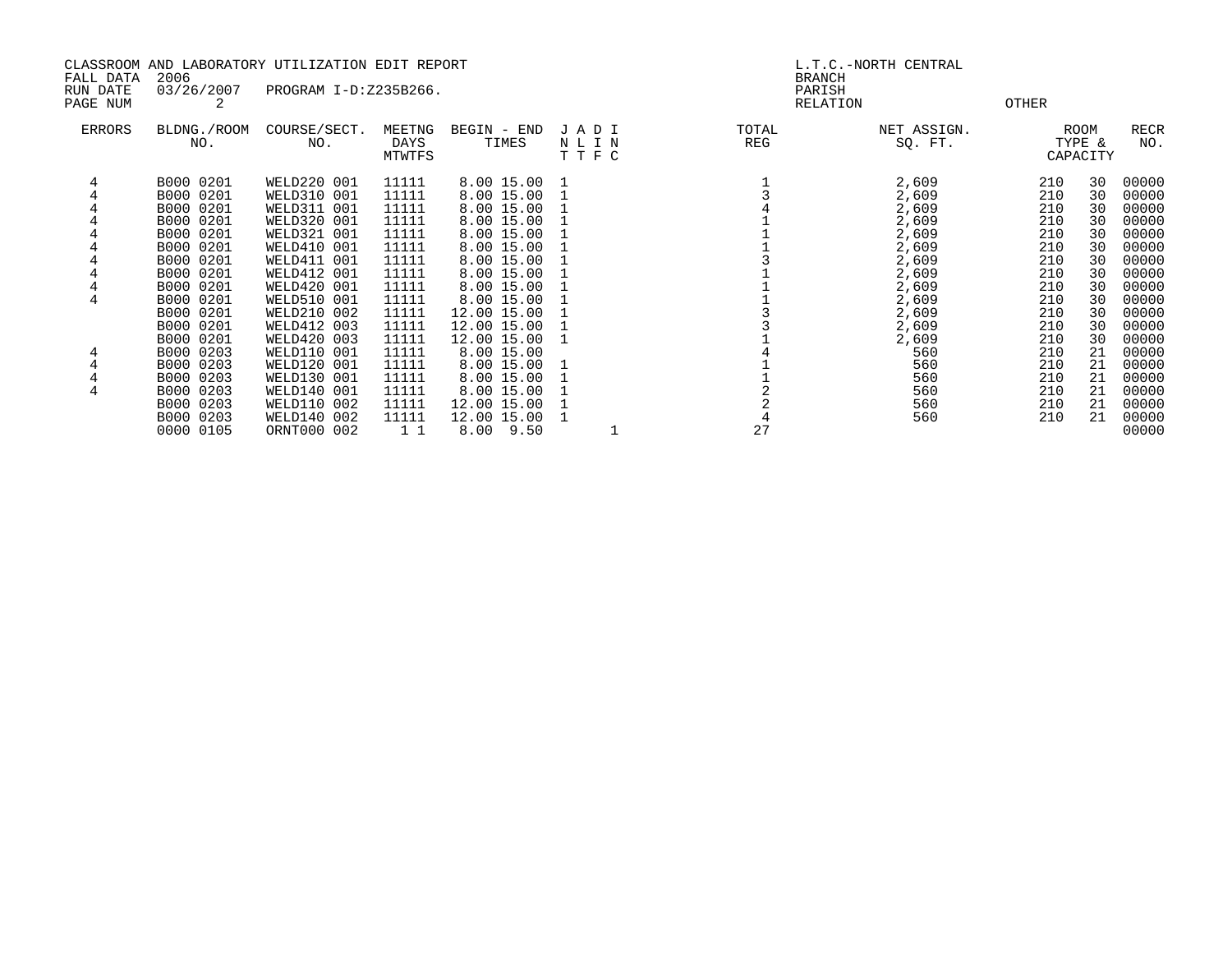CLASSROOM AND LABORATORY UTILIZATION EDIT REPORT
FALL DATA 2006
RUN DATE 03/26/2007 PROGRAM I-D:Z235B266.
PAGE NUM 2

L.T.C.-NORTH CENTRAL
BRANCH
PARISH
RELATION OTHER

| ERRORS | BLDNG./ROOM NO. | COURSE/SECT. NO. | MEETNG DAYS MTWTFS | BEGIN - END TIMES | J N T | A L T | D I F | I N C | TOTAL REG | NET ASSIGN. SQ. FT. | ROOM TYPE & | CAPACITY | RECR NO. |
|---|---|---|---|---|---|---|---|---|---|---|---|---|---|
| 4 | B000 0201 | WELD220 001 | 11111 | 8.00 15.00 | 1 | | | | 1 | 2,609 | 210 | 30 | 00000 |
| 4 | B000 0201 | WELD310 001 | 11111 | 8.00 15.00 | 1 | | | | 3 | 2,609 | 210 | 30 | 00000 |
| 4 | B000 0201 | WELD311 001 | 11111 | 8.00 15.00 | 1 | | | | 4 | 2,609 | 210 | 30 | 00000 |
| 4 | B000 0201 | WELD320 001 | 11111 | 8.00 15.00 | 1 | | | | 1 | 2,609 | 210 | 30 | 00000 |
| 4 | B000 0201 | WELD321 001 | 11111 | 8.00 15.00 | 1 | | | | 1 | 2,609 | 210 | 30 | 00000 |
| 4 | B000 0201 | WELD410 001 | 11111 | 8.00 15.00 | 1 | | | | 1 | 2,609 | 210 | 30 | 00000 |
| 4 | B000 0201 | WELD411 001 | 11111 | 8.00 15.00 | 1 | | | | 3 | 2,609 | 210 | 30 | 00000 |
| 4 | B000 0201 | WELD412 001 | 11111 | 8.00 15.00 | 1 | | | | 1 | 2,609 | 210 | 30 | 00000 |
| 4 | B000 0201 | WELD420 001 | 11111 | 8.00 15.00 | 1 | | | | 1 | 2,609 | 210 | 30 | 00000 |
| 4 | B000 0201 | WELD510 001 | 11111 | 8.00 15.00 | 1 | | | | 1 | 2,609 | 210 | 30 | 00000 |
| | B000 0201 | WELD210 002 | 11111 | 12.00 15.00 | 1 | | | | 3 | 2,609 | 210 | 30 | 00000 |
| | B000 0201 | WELD412 003 | 11111 | 12.00 15.00 | 1 | | | | 3 | 2,609 | 210 | 30 | 00000 |
| | B000 0201 | WELD420 003 | 11111 | 12.00 15.00 | 1 | | | | 1 | 2,609 | 210 | 30 | 00000 |
| 4 | B000 0203 | WELD110 001 | 11111 | 8.00 15.00 | | | | | 4 | 560 | 210 | 21 | 00000 |
| 4 | B000 0203 | WELD120 001 | 11111 | 8.00 15.00 | 1 | | | | 1 | 560 | 210 | 21 | 00000 |
| 4 | B000 0203 | WELD130 001 | 11111 | 8.00 15.00 | 1 | | | | 1 | 560 | 210 | 21 | 00000 |
| 4 | B000 0203 | WELD140 001 | 11111 | 8.00 15.00 | 1 | | | | 2 | 560 | 210 | 21 | 00000 |
| | B000 0203 | WELD140 002 | 11111 | 12.00 15.00 | 1 | | | | 2 | 560 | 210 | 21 | 00000 |
| | B000 0203 | WELD110 002 | 11111 | 12.00 15.00 | 1 | | | | 4 | 560 | 210 | 21 | 00000 |
| | 0000 0105 | ORNT000 002 | 1 1 | 8.00 9.50 | | | | 1 | 27 | | | | 00000 |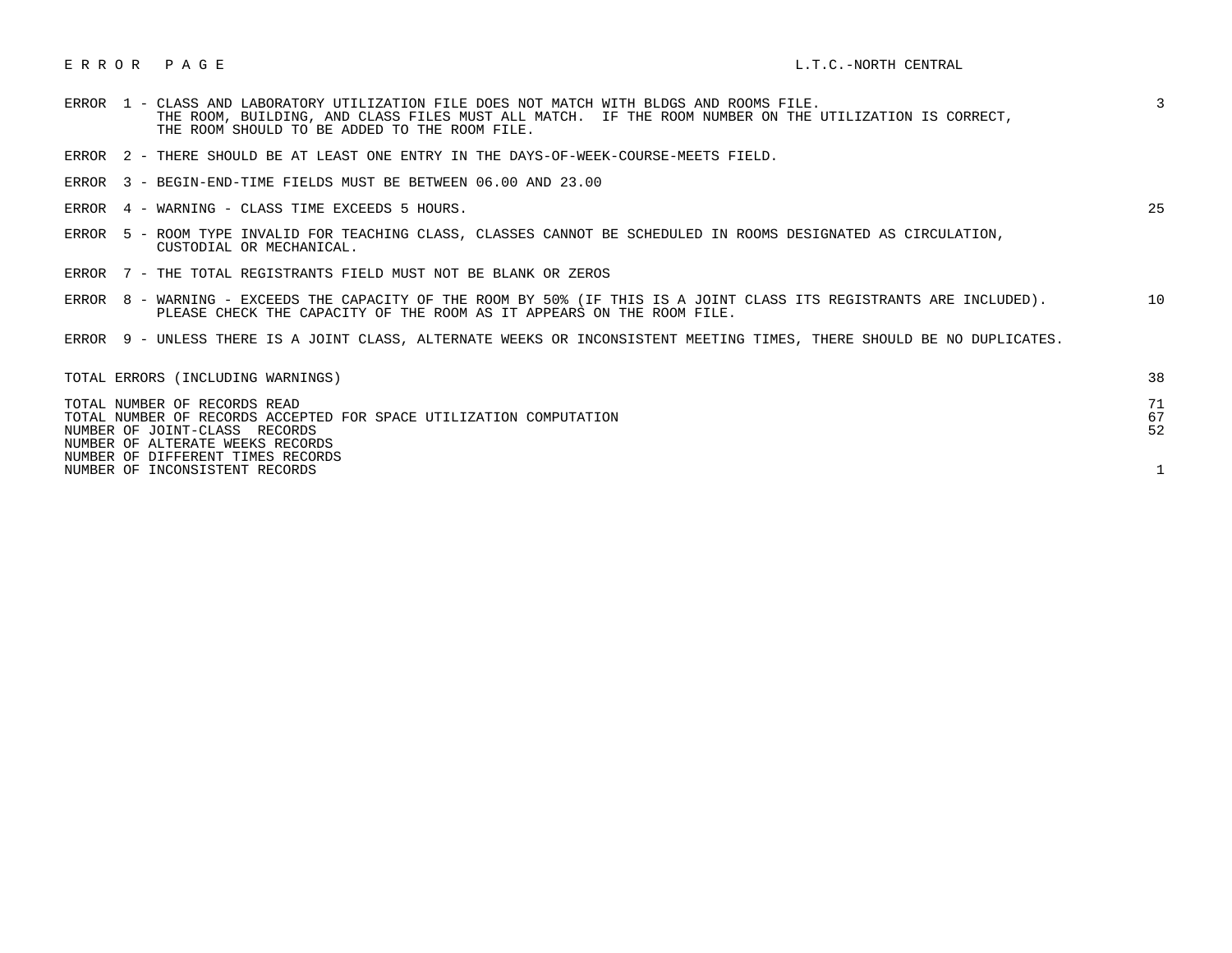# E R R O R   P A G E

L.T.C.-NORTH CENTRAL

| Error | Description | Count |
|---|---|---|
| ERROR 1 | CLASS AND LABORATORY UTILIZATION FILE DOES NOT MATCH WITH BLDGS AND ROOMS FILE. THE ROOM, BUILDING, AND CLASS FILES MUST ALL MATCH. IF THE ROOM NUMBER ON THE UTILIZATION IS CORRECT, THE ROOM SHOULD TO BE ADDED TO THE ROOM FILE. | 3 |
| ERROR 2 | THERE SHOULD BE AT LEAST ONE ENTRY IN THE DAYS-OF-WEEK-COURSE-MEETS FIELD. | |
| ERROR 3 | BEGIN-END-TIME FIELDS MUST BE BETWEEN 06.00 AND 23.00 | |
| ERROR 4 | WARNING - CLASS TIME EXCEEDS 5 HOURS. | 25 |
| ERROR 5 | ROOM TYPE INVALID FOR TEACHING CLASS, CLASSES CANNOT BE SCHEDULED IN ROOMS DESIGNATED AS CIRCULATION, CUSTODIAL OR MECHANICAL. | |
| ERROR 7 | THE TOTAL REGISTRANTS FIELD MUST NOT BE BLANK OR ZEROS | |
| ERROR 8 | WARNING - EXCEEDS THE CAPACITY OF THE ROOM BY 50% (IF THIS IS A JOINT CLASS ITS REGISTRANTS ARE INCLUDED). PLEASE CHECK THE CAPACITY OF THE ROOM AS IT APPEARS ON THE ROOM FILE. | 10 |
| ERROR 9 | UNLESS THERE IS A JOINT CLASS, ALTERNATE WEEKS OR INCONSISTENT MEETING TIMES, THERE SHOULD BE NO DUPLICATES. | |

| Summary | Count |
|---|---|
| TOTAL ERRORS (INCLUDING WARNINGS) | 38 |
| TOTAL NUMBER OF RECORDS READ | 71 |
| TOTAL NUMBER OF RECORDS ACCEPTED FOR SPACE UTILIZATION COMPUTATION | 67 |
| NUMBER OF JOINT-CLASS RECORDS | 52 |
| NUMBER OF ALTERATE WEEKS RECORDS | |
| NUMBER OF DIFFERENT TIMES RECORDS | |
| NUMBER OF INCONSISTENT RECORDS | 1 |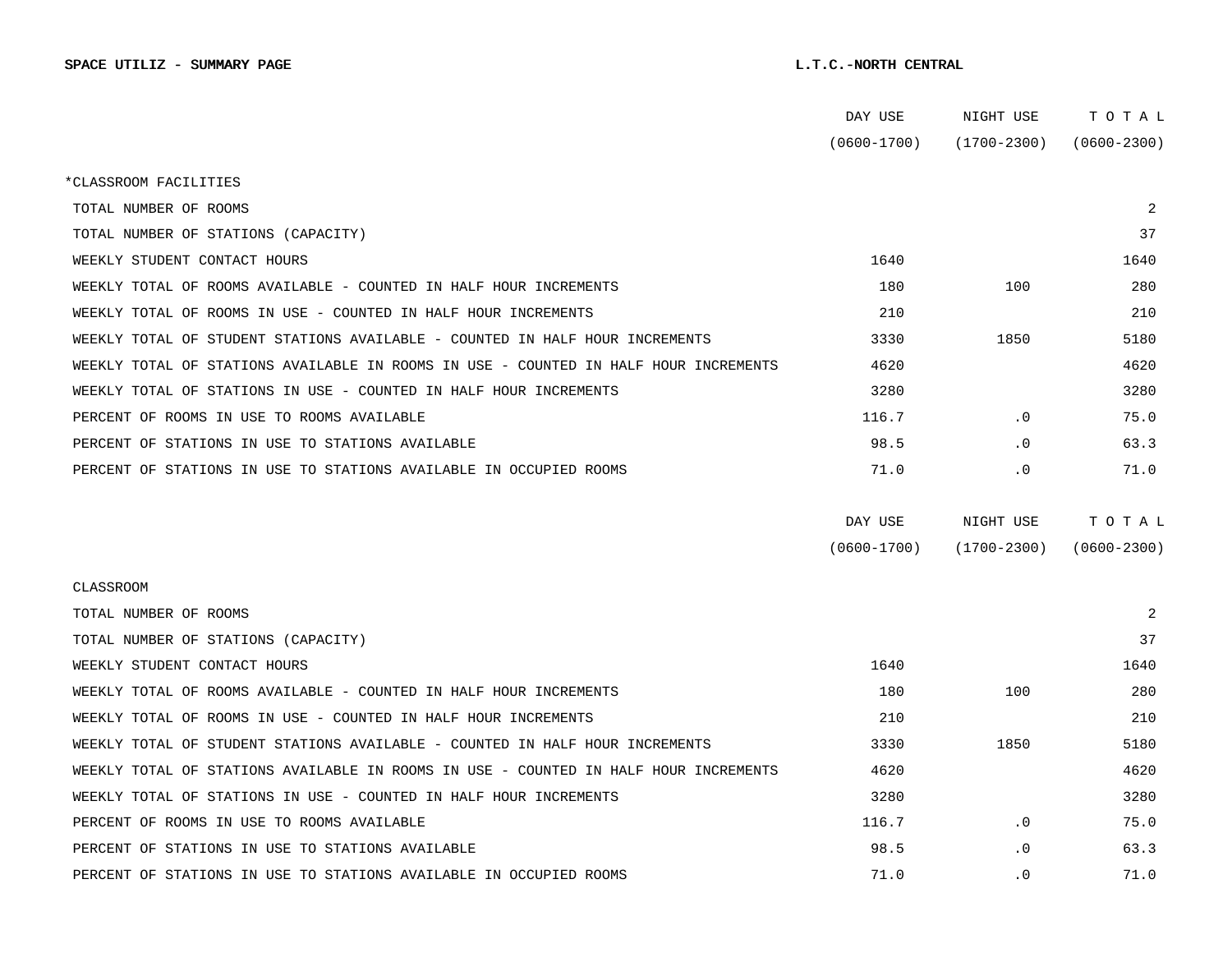**SPACE UTILIZ - SUMMARY PAGE** **L.T.C.-NORTH CENTRAL**

| | DAY USE (0600-1700) | NIGHT USE (1700-2300) | T O T A L (0600-2300) |
|---|---|---|---|
| *CLASSROOM FACILITIES | | | |
| TOTAL NUMBER OF ROOMS | | | 2 |
| TOTAL NUMBER OF STATIONS (CAPACITY) | | | 37 |
| WEEKLY STUDENT CONTACT HOURS | 1640 | | 1640 |
| WEEKLY TOTAL OF ROOMS AVAILABLE - COUNTED IN HALF HOUR INCREMENTS | 180 | 100 | 280 |
| WEEKLY TOTAL OF ROOMS IN USE - COUNTED IN HALF HOUR INCREMENTS | 210 | | 210 |
| WEEKLY TOTAL OF STUDENT STATIONS AVAILABLE - COUNTED IN HALF HOUR INCREMENTS | 3330 | 1850 | 5180 |
| WEEKLY TOTAL OF STATIONS AVAILABLE IN ROOMS IN USE - COUNTED IN HALF HOUR INCREMENTS | 4620 | | 4620 |
| WEEKLY TOTAL OF STATIONS IN USE - COUNTED IN HALF HOUR INCREMENTS | 3280 | | 3280 |
| PERCENT OF ROOMS IN USE TO ROOMS AVAILABLE | 116.7 | .0 | 75.0 |
| PERCENT OF STATIONS IN USE TO STATIONS AVAILABLE | 98.5 | .0 | 63.3 |
| PERCENT OF STATIONS IN USE TO STATIONS AVAILABLE IN OCCUPIED ROOMS | 71.0 | .0 | 71.0 |

| | DAY USE (0600-1700) | NIGHT USE (1700-2300) | T O T A L (0600-2300) |
|---|---|---|---|
| CLASSROOM | | | |
| TOTAL NUMBER OF ROOMS | | | 2 |
| TOTAL NUMBER OF STATIONS (CAPACITY) | | | 37 |
| WEEKLY STUDENT CONTACT HOURS | 1640 | | 1640 |
| WEEKLY TOTAL OF ROOMS AVAILABLE - COUNTED IN HALF HOUR INCREMENTS | 180 | 100 | 280 |
| WEEKLY TOTAL OF ROOMS IN USE - COUNTED IN HALF HOUR INCREMENTS | 210 | | 210 |
| WEEKLY TOTAL OF STUDENT STATIONS AVAILABLE - COUNTED IN HALF HOUR INCREMENTS | 3330 | 1850 | 5180 |
| WEEKLY TOTAL OF STATIONS AVAILABLE IN ROOMS IN USE - COUNTED IN HALF HOUR INCREMENTS | 4620 | | 4620 |
| WEEKLY TOTAL OF STATIONS IN USE - COUNTED IN HALF HOUR INCREMENTS | 3280 | | 3280 |
| PERCENT OF ROOMS IN USE TO ROOMS AVAILABLE | 116.7 | .0 | 75.0 |
| PERCENT OF STATIONS IN USE TO STATIONS AVAILABLE | 98.5 | .0 | 63.3 |
| PERCENT OF STATIONS IN USE TO STATIONS AVAILABLE IN OCCUPIED ROOMS | 71.0 | .0 | 71.0 |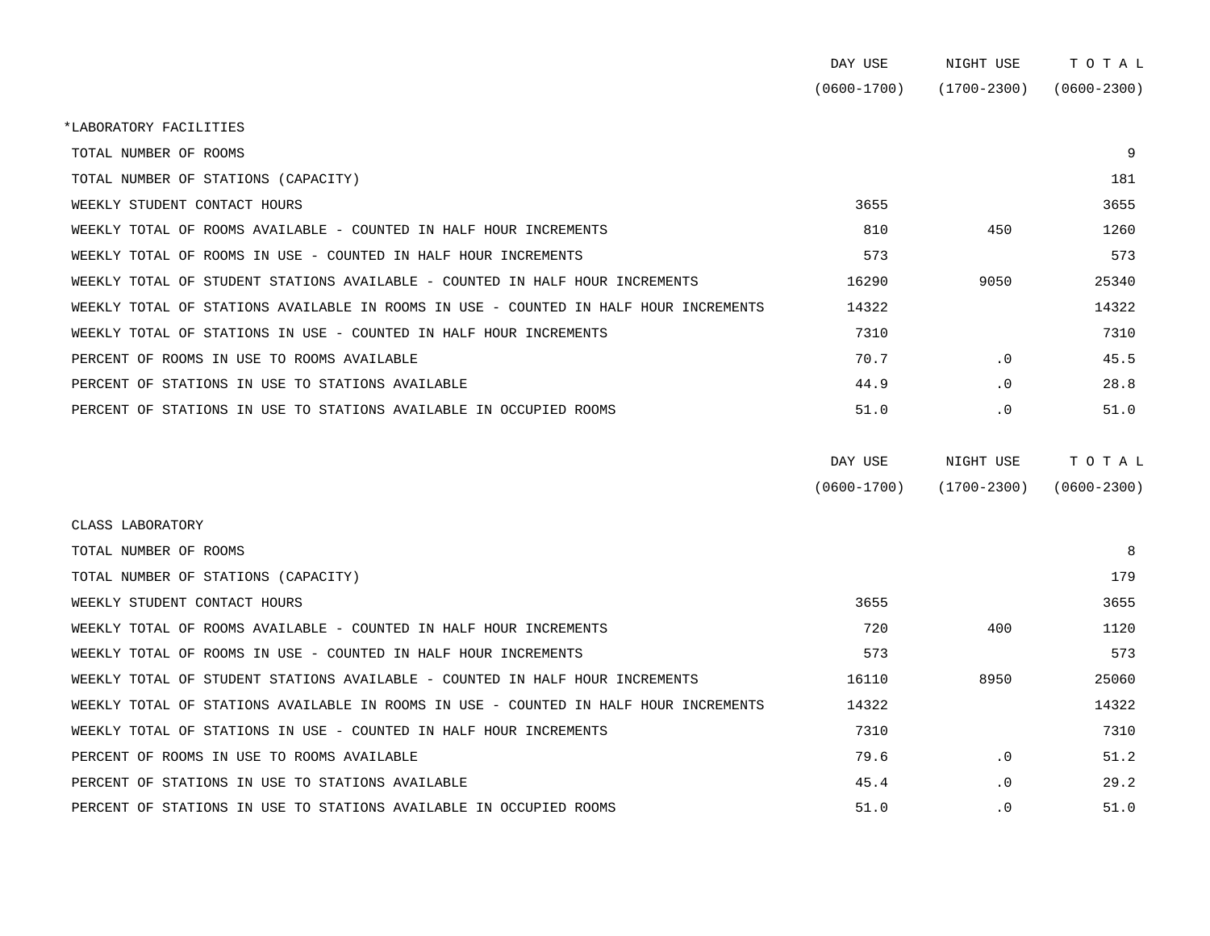| | DAY USE (0600-1700) | NIGHT USE (1700-2300) | T O T A L (0600-2300) |
|---|---|---|---|
| *LABORATORY FACILITIES | | | |
| TOTAL NUMBER OF ROOMS | | | 9 |
| TOTAL NUMBER OF STATIONS (CAPACITY) | | | 181 |
| WEEKLY STUDENT CONTACT HOURS | 3655 | | 3655 |
| WEEKLY TOTAL OF ROOMS AVAILABLE - COUNTED IN HALF HOUR INCREMENTS | 810 | 450 | 1260 |
| WEEKLY TOTAL OF ROOMS IN USE - COUNTED IN HALF HOUR INCREMENTS | 573 | | 573 |
| WEEKLY TOTAL OF STUDENT STATIONS AVAILABLE - COUNTED IN HALF HOUR INCREMENTS | 16290 | 9050 | 25340 |
| WEEKLY TOTAL OF STATIONS AVAILABLE IN ROOMS IN USE - COUNTED IN HALF HOUR INCREMENTS | 14322 | | 14322 |
| WEEKLY TOTAL OF STATIONS IN USE - COUNTED IN HALF HOUR INCREMENTS | 7310 | | 7310 |
| PERCENT OF ROOMS IN USE TO ROOMS AVAILABLE | 70.7 | .0 | 45.5 |
| PERCENT OF STATIONS IN USE TO STATIONS AVAILABLE | 44.9 | .0 | 28.8 |
| PERCENT OF STATIONS IN USE TO STATIONS AVAILABLE IN OCCUPIED ROOMS | 51.0 | .0 | 51.0 |

| | DAY USE (0600-1700) | NIGHT USE (1700-2300) | T O T A L (0600-2300) |
|---|---|---|---|
| CLASS LABORATORY | | | |
| TOTAL NUMBER OF ROOMS | | | 8 |
| TOTAL NUMBER OF STATIONS (CAPACITY) | | | 179 |
| WEEKLY STUDENT CONTACT HOURS | 3655 | | 3655 |
| WEEKLY TOTAL OF ROOMS AVAILABLE - COUNTED IN HALF HOUR INCREMENTS | 720 | 400 | 1120 |
| WEEKLY TOTAL OF ROOMS IN USE - COUNTED IN HALF HOUR INCREMENTS | 573 | | 573 |
| WEEKLY TOTAL OF STUDENT STATIONS AVAILABLE - COUNTED IN HALF HOUR INCREMENTS | 16110 | 8950 | 25060 |
| WEEKLY TOTAL OF STATIONS AVAILABLE IN ROOMS IN USE - COUNTED IN HALF HOUR INCREMENTS | 14322 | | 14322 |
| WEEKLY TOTAL OF STATIONS IN USE - COUNTED IN HALF HOUR INCREMENTS | 7310 | | 7310 |
| PERCENT OF ROOMS IN USE TO ROOMS AVAILABLE | 79.6 | .0 | 51.2 |
| PERCENT OF STATIONS IN USE TO STATIONS AVAILABLE | 45.4 | .0 | 29.2 |
| PERCENT OF STATIONS IN USE TO STATIONS AVAILABLE IN OCCUPIED ROOMS | 51.0 | .0 | 51.0 |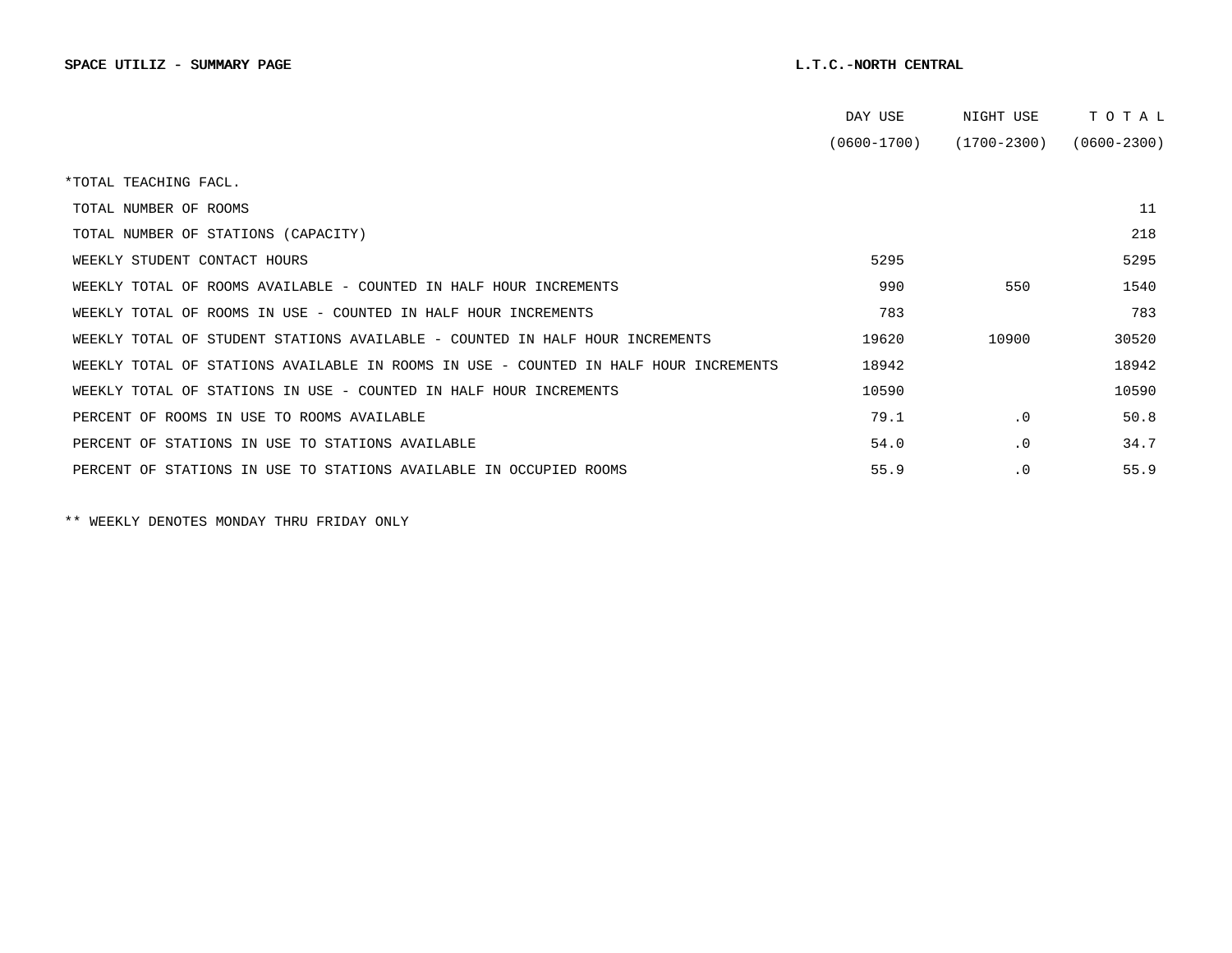**SPACE UTILIZ - SUMMARY PAGE** **L.T.C.-NORTH CENTRAL**

| | DAY USE (0600-1700) | NIGHT USE (1700-2300) | T O T A L (0600-2300) |
|---|---|---|---|
| *TOTAL TEACHING FACL. | | | |
| TOTAL NUMBER OF ROOMS | | | 11 |
| TOTAL NUMBER OF STATIONS (CAPACITY) | | | 218 |
| WEEKLY STUDENT CONTACT HOURS | 5295 | | 5295 |
| WEEKLY TOTAL OF ROOMS AVAILABLE - COUNTED IN HALF HOUR INCREMENTS | 990 | 550 | 1540 |
| WEEKLY TOTAL OF ROOMS IN USE - COUNTED IN HALF HOUR INCREMENTS | 783 | | 783 |
| WEEKLY TOTAL OF STUDENT STATIONS AVAILABLE - COUNTED IN HALF HOUR INCREMENTS | 19620 | 10900 | 30520 |
| WEEKLY TOTAL OF STATIONS AVAILABLE IN ROOMS IN USE - COUNTED IN HALF HOUR INCREMENTS | 18942 | | 18942 |
| WEEKLY TOTAL OF STATIONS IN USE - COUNTED IN HALF HOUR INCREMENTS | 10590 | | 10590 |
| PERCENT OF ROOMS IN USE TO ROOMS AVAILABLE | 79.1 | .0 | 50.8 |
| PERCENT OF STATIONS IN USE TO STATIONS AVAILABLE | 54.0 | .0 | 34.7 |
| PERCENT OF STATIONS IN USE TO STATIONS AVAILABLE IN OCCUPIED ROOMS | 55.9 | .0 | 55.9 |

** WEEKLY DENOTES MONDAY THRU FRIDAY ONLY